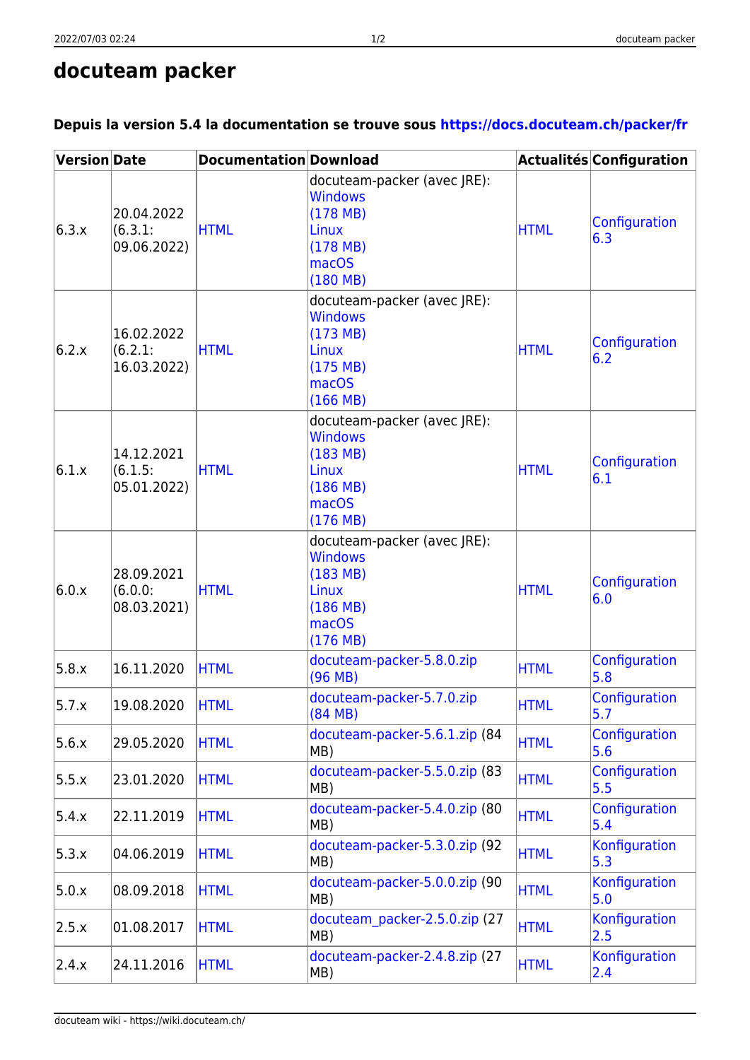# docuteam packer

### Depuis la version 5.4 la documentation se trouve sous https://docs.docuteam.ch/packer/fr

| Version | Date | Documentation | Download | Actualités | Configuration |
|---|---|---|---|---|---|
| 6.3.x | 20.04.2022 (6.3.1: 09.06.2022) | HTML | docuteam-packer (avec JRE): Windows (178 MB) Linux (178 MB) macOS (180 MB) | HTML | Configuration 6.3 |
| 6.2.x | 16.02.2022 (6.2.1: 16.03.2022) | HTML | docuteam-packer (avec JRE): Windows (173 MB) Linux (175 MB) macOS (166 MB) | HTML | Configuration 6.2 |
| 6.1.x | 14.12.2021 (6.1.5: 05.01.2022) | HTML | docuteam-packer (avec JRE): Windows (183 MB) Linux (186 MB) macOS (176 MB) | HTML | Configuration 6.1 |
| 6.0.x | 28.09.2021 (6.0.0: 08.03.2021) | HTML | docuteam-packer (avec JRE): Windows (183 MB) Linux (186 MB) macOS (176 MB) | HTML | Configuration 6.0 |
| 5.8.x | 16.11.2020 | HTML | docuteam-packer-5.8.0.zip (96 MB) | HTML | Configuration 5.8 |
| 5.7.x | 19.08.2020 | HTML | docuteam-packer-5.7.0.zip (84 MB) | HTML | Configuration 5.7 |
| 5.6.x | 29.05.2020 | HTML | docuteam-packer-5.6.1.zip (84 MB) | HTML | Configuration 5.6 |
| 5.5.x | 23.01.2020 | HTML | docuteam-packer-5.5.0.zip (83 MB) | HTML | Configuration 5.5 |
| 5.4.x | 22.11.2019 | HTML | docuteam-packer-5.4.0.zip (80 MB) | HTML | Configuration 5.4 |
| 5.3.x | 04.06.2019 | HTML | docuteam-packer-5.3.0.zip (92 MB) | HTML | Konfiguration 5.3 |
| 5.0.x | 08.09.2018 | HTML | docuteam-packer-5.0.0.zip (90 MB) | HTML | Konfiguration 5.0 |
| 2.5.x | 01.08.2017 | HTML | docuteam_packer-2.5.0.zip (27 MB) | HTML | Konfiguration 2.5 |
| 2.4.x | 24.11.2016 | HTML | docuteam-packer-2.4.8.zip (27 MB) | HTML | Konfiguration 2.4 |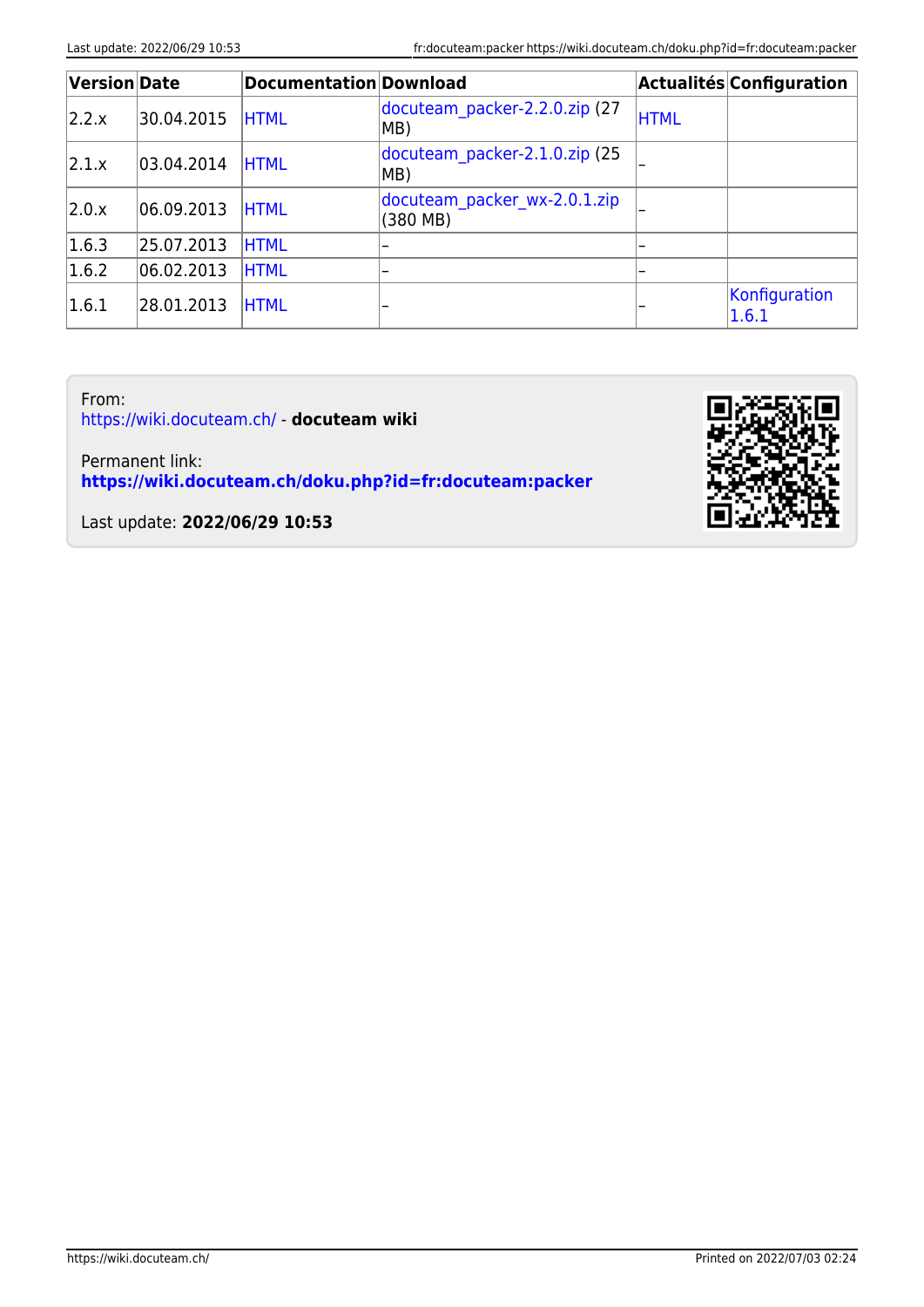| Version | Date | Documentation | Download | Actualités | Configuration |
|---|---|---|---|---|---|
| 2.2.x | 30.04.2015 | HTML | docuteam_packer-2.2.0.zip (27 MB) | HTML | |
| 2.1.x | 03.04.2014 | HTML | docuteam_packer-2.1.0.zip (25 MB) | – | |
| 2.0.x | 06.09.2013 | HTML | docuteam_packer_wx-2.0.1.zip (380 MB) | – | |
| 1.6.3 | 25.07.2013 | HTML | – | – | |
| 1.6.2 | 06.02.2013 | HTML | – | – | |
| 1.6.1 | 28.01.2013 | HTML | – | – | Konfiguration 1.6.1 |

From:
https://wiki.docuteam.ch/ - **docuteam wiki**

Permanent link:
**https://wiki.docuteam.ch/doku.php?id=fr:docuteam:packer**

Last update: **2022/06/29 10:53**